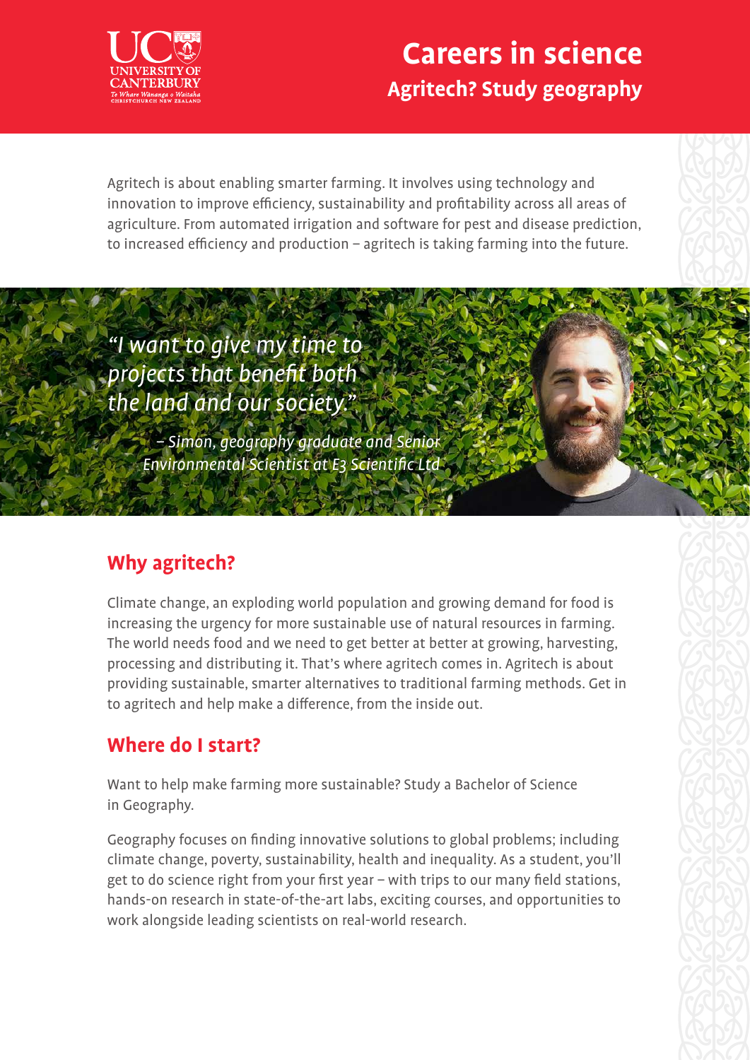# Careers in science

## Agritech? Study geography

Agritech is about enabling smarter farming. It involves using technology and innovation to improve efficiency, sustainability and profitability across all areas of agriculture. From automated irrigation and software for pest and disease prediction, to increased efficiency and production – agritech is taking farming into the future.

*"I want to give my time to projects that benefit both the land and our society."*

*– Simon, geography graduate and Senior Environmental Scientist at E3 Scientific Ltd*

## Why agritech?

Climate change, an exploding world population and growing demand for food is increasing the urgency for more sustainable use of natural resources in farming. The world needs food and we need to get better at better at growing, harvesting, processing and distributing it. That's where agritech comes in. Agritech is about providing sustainable, smarter alternatives to traditional farming methods. Get in to agritech and help make a difference, from the inside out.

## Where do I start?

Want to help make farming more sustainable? Study a Bachelor of Science in Geography.

Geography focuses on finding innovative solutions to global problems; including climate change, poverty, sustainability, health and inequality. As a student, you'll get to do science right from your first year – with trips to our many field stations, hands-on research in state-of-the-art labs, exciting courses, and opportunities to work alongside leading scientists on real-world research.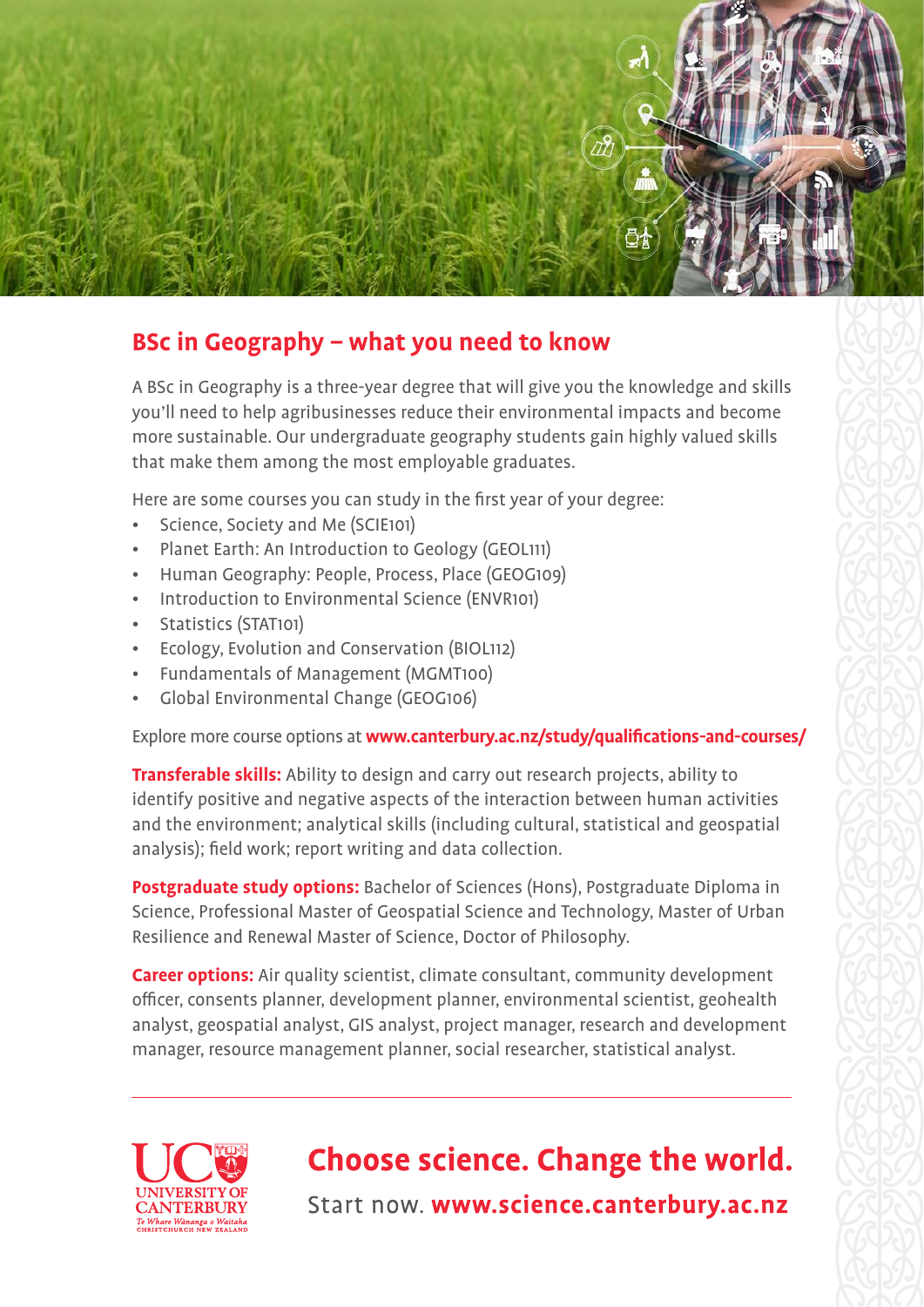## BSc in Geography – what you need to know

A BSc in Geography is a three-year degree that will give you the knowledge and skills you'll need to help agribusinesses reduce their environmental impacts and become more sustainable. Our undergraduate geography students gain highly valued skills that make them among the most employable graduates.

Here are some courses you can study in the first year of your degree:

- Science, Society and Me (SCIE101)
- Planet Earth: An Introduction to Geology (GEOL111)
- Human Geography: People, Process, Place (GEOG109)
- Introduction to Environmental Science (ENVR101)
- Statistics (STAT101)
- Ecology, Evolution and Conservation (BIOL112)
- Fundamentals of Management (MGMT100)
- Global Environmental Change (GEOG106)

Explore more course options at **www.canterbury.ac.nz/study/qualifications-and-courses/**

**Transferable skills:** Ability to design and carry out research projects, ability to identify positive and negative aspects of the interaction between human activities and the environment; analytical skills (including cultural, statistical and geospatial analysis); field work; report writing and data collection.

**Postgraduate study options:** Bachelor of Sciences (Hons), Postgraduate Diploma in Science, Professional Master of Geospatial Science and Technology, Master of Urban Resilience and Renewal Master of Science, Doctor of Philosophy.

**Career options:** Air quality scientist, climate consultant, community development officer, consents planner, development planner, environmental scientist, geohealth analyst, geospatial analyst, GIS analyst, project manager, research and development manager, resource management planner, social researcher, statistical analyst.

---

UC University of Canterbury
*Te Whare Wānanga o Waitaha*
Christchurch New Zealand

**Choose science. Change the world.**

Start now. **www.science.canterbury.ac.nz**